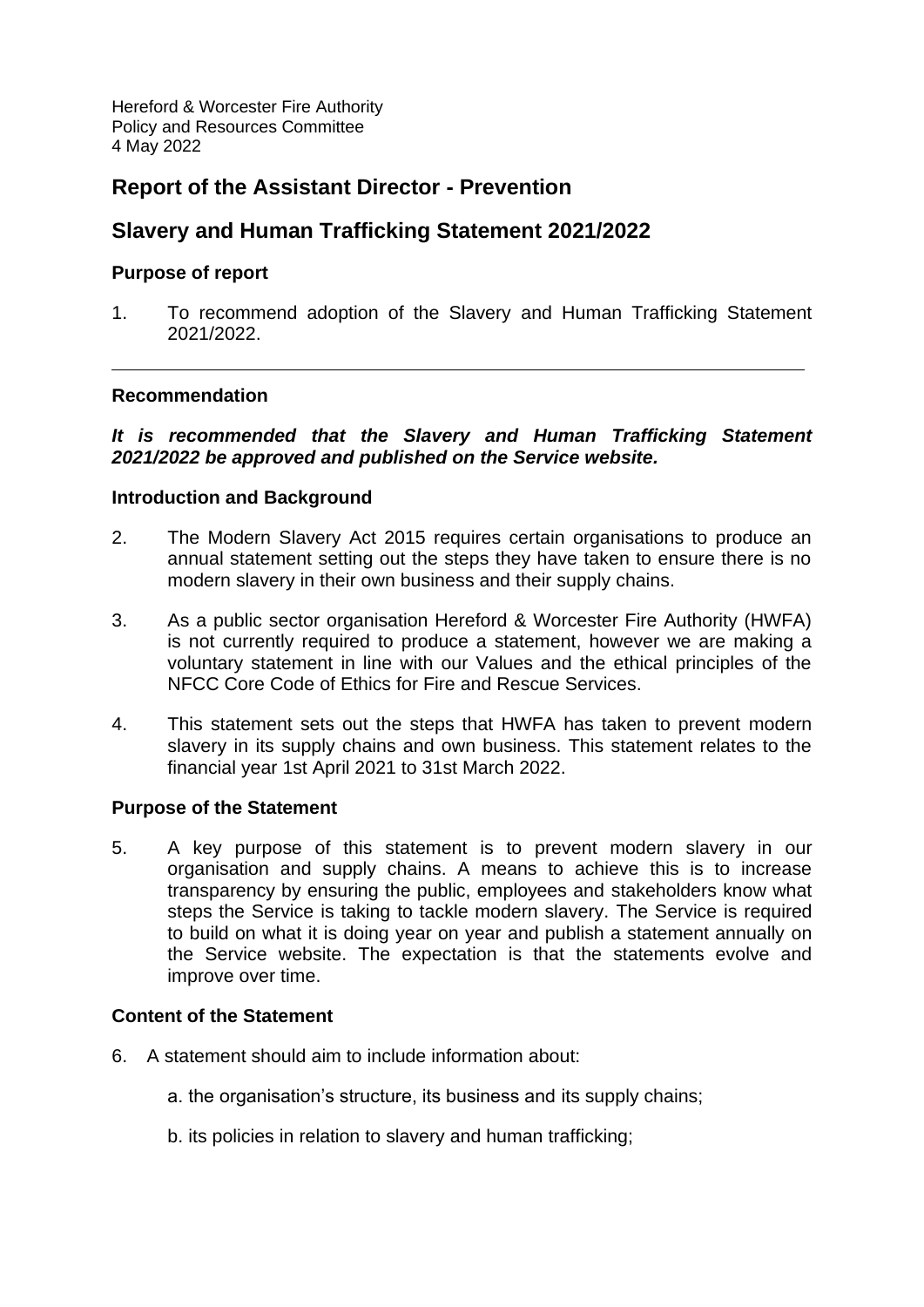Hereford & Worcester Fire Authority
Policy and Resources Committee
4 May 2022

## Report of the Assistant Director - Prevention

## Slavery and Human Trafficking Statement 2021/2022

### Purpose of report

1. To recommend adoption of the Slavery and Human Trafficking Statement 2021/2022.

---

### Recommendation

***It is recommended that the Slavery and Human Trafficking Statement 2021/2022 be approved and published on the Service website.***

### Introduction and Background

2. The Modern Slavery Act 2015 requires certain organisations to produce an annual statement setting out the steps they have taken to ensure there is no modern slavery in their own business and their supply chains.

3. As a public sector organisation Hereford & Worcester Fire Authority (HWFA) is not currently required to produce a statement, however we are making a voluntary statement in line with our Values and the ethical principles of the NFCC Core Code of Ethics for Fire and Rescue Services.

4. This statement sets out the steps that HWFA has taken to prevent modern slavery in its supply chains and own business. This statement relates to the financial year 1st April 2021 to 31st March 2022.

### Purpose of the Statement

5. A key purpose of this statement is to prevent modern slavery in our organisation and supply chains. A means to achieve this is to increase transparency by ensuring the public, employees and stakeholders know what steps the Service is taking to tackle modern slavery. The Service is required to build on what it is doing year on year and publish a statement annually on the Service website. The expectation is that the statements evolve and improve over time.

### Content of the Statement

6. A statement should aim to include information about:

   a. the organisation's structure, its business and its supply chains;

   b. its policies in relation to slavery and human trafficking;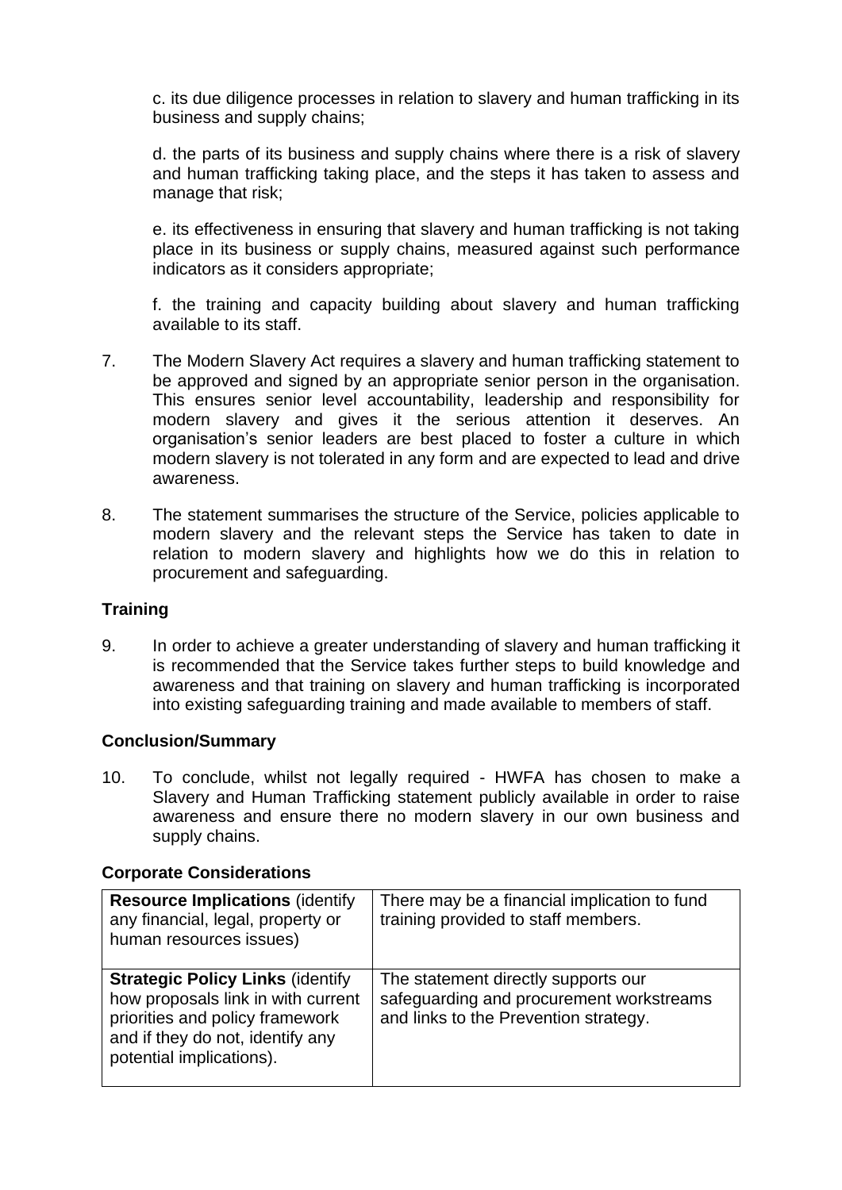c. its due diligence processes in relation to slavery and human trafficking in its business and supply chains;

d. the parts of its business and supply chains where there is a risk of slavery and human trafficking taking place, and the steps it has taken to assess and manage that risk;

e. its effectiveness in ensuring that slavery and human trafficking is not taking place in its business or supply chains, measured against such performance indicators as it considers appropriate;

f. the training and capacity building about slavery and human trafficking available to its staff.

7. The Modern Slavery Act requires a slavery and human trafficking statement to be approved and signed by an appropriate senior person in the organisation. This ensures senior level accountability, leadership and responsibility for modern slavery and gives it the serious attention it deserves. An organisation's senior leaders are best placed to foster a culture in which modern slavery is not tolerated in any form and are expected to lead and drive awareness.

8. The statement summarises the structure of the Service, policies applicable to modern slavery and the relevant steps the Service has taken to date in relation to modern slavery and highlights how we do this in relation to procurement and safeguarding.

**Training**

9. In order to achieve a greater understanding of slavery and human trafficking it is recommended that the Service takes further steps to build knowledge and awareness and that training on slavery and human trafficking is incorporated into existing safeguarding training and made available to members of staff.

**Conclusion/Summary**

10. To conclude, whilst not legally required - HWFA has chosen to make a Slavery and Human Trafficking statement publicly available in order to raise awareness and ensure there no modern slavery in our own business and supply chains.

**Corporate Considerations**

| | |
|---|---|
| **Resource Implications** (identify any financial, legal, property or human resources issues) | There may be a financial implication to fund training provided to staff members. |
| **Strategic Policy Links** (identify how proposals link in with current priorities and policy framework and if they do not, identify any potential implications). | The statement directly supports our safeguarding and procurement workstreams and links to the Prevention strategy. |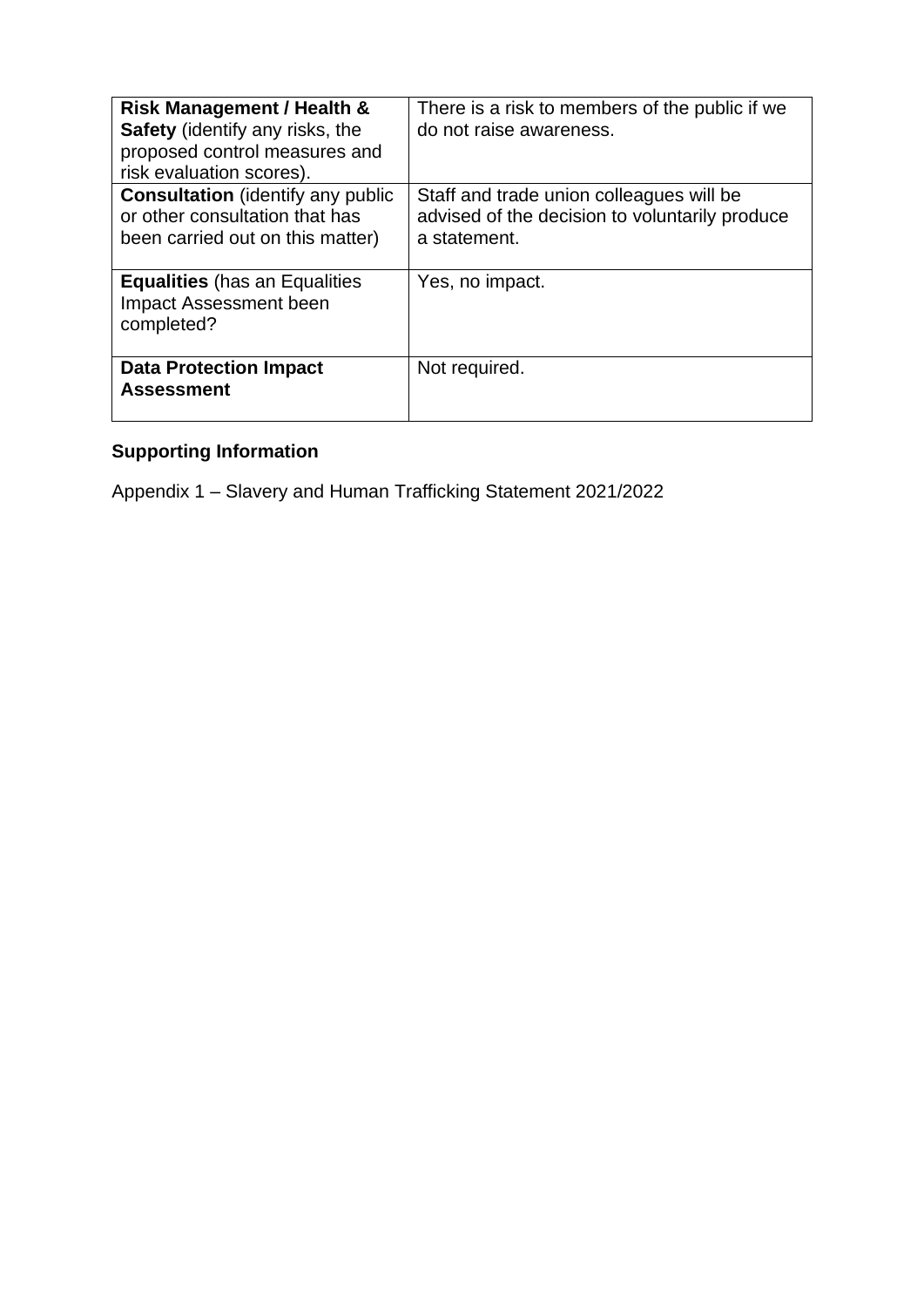| | |
|---|---|
| **Risk Management / Health & Safety** (identify any risks, the proposed control measures and risk evaluation scores). | There is a risk to members of the public if we do not raise awareness. |
| **Consultation** (identify any public or other consultation that has been carried out on this matter) | Staff and trade union colleagues will be advised of the decision to voluntarily produce a statement. |
| **Equalities** (has an Equalities Impact Assessment been completed? | Yes, no impact. |
| **Data Protection Impact Assessment** | Not required. |

## Supporting Information

Appendix 1 – Slavery and Human Trafficking Statement 2021/2022